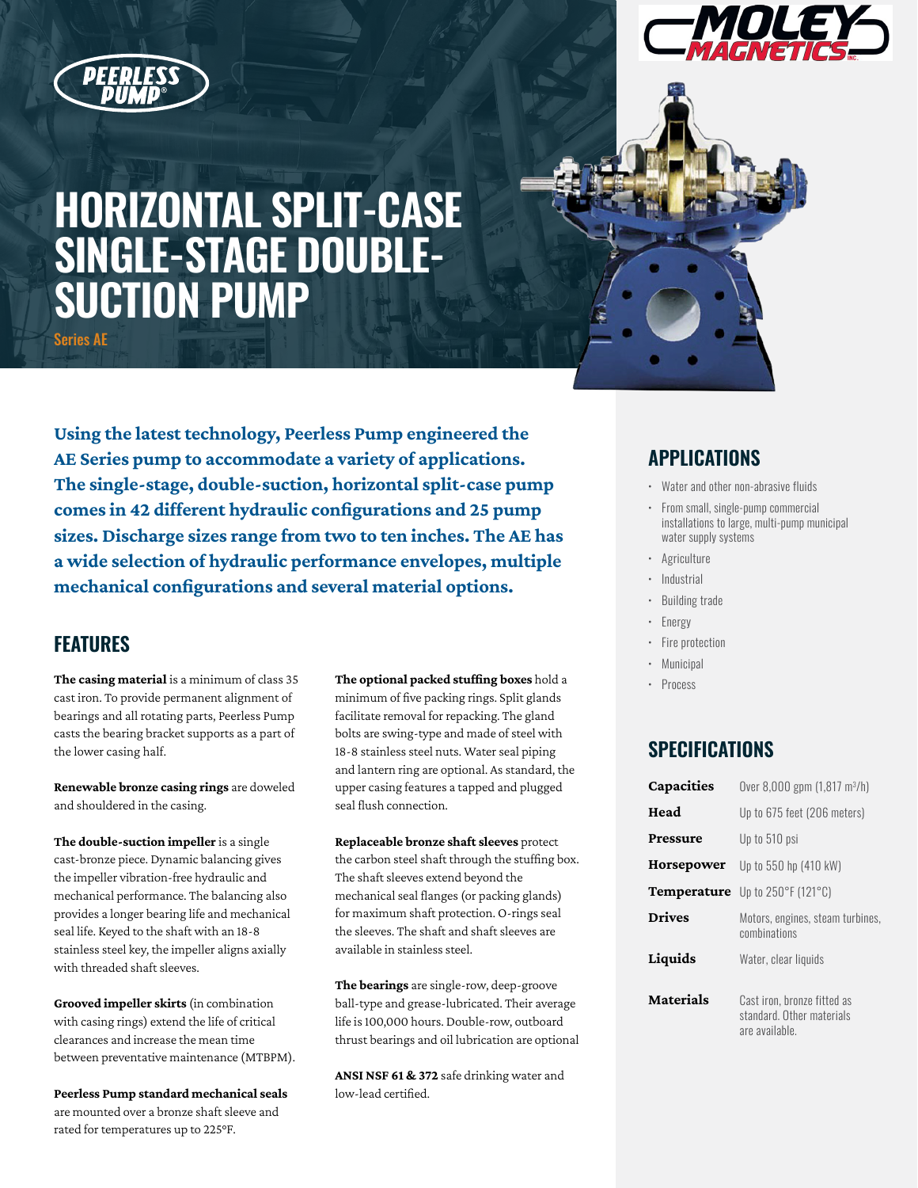# HORIZONTAL SPLIT-CASE SINGLE-STAGE DOUBLE-SUCTION PUMP

Series AE

**Using the latest technology, Peerless Pump engineered the AE Series pump to accommodate a variety of applications. The single-stage, double-suction, horizontal split-case pump comes in 42 different hydraulic configurations and 25 pump sizes. Discharge sizes range from two to ten inches. The AE has a wide selection of hydraulic performance envelopes, multiple mechanical configurations and several material options.**

## FEATURES

**The casing material** is a minimum of class 35 cast iron. To provide permanent alignment of bearings and all rotating parts, Peerless Pump casts the bearing bracket supports as a part of the lower casing half.

**Renewable bronze casing rings** are doweled and shouldered in the casing.

**The double-suction impeller** is a single cast-bronze piece. Dynamic balancing gives the impeller vibration-free hydraulic and mechanical performance. The balancing also provides a longer bearing life and mechanical seal life. Keyed to the shaft with an 18-8 stainless steel key, the impeller aligns axially with threaded shaft sleeves.

**Grooved impeller skirts** (in combination with casing rings) extend the life of critical clearances and increase the mean time between preventative maintenance (MTBPM).

**Peerless Pump standard mechanical seals** are mounted over a bronze shaft sleeve and rated for temperatures up to 225°F.

**The optional packed stuffing boxes** hold a minimum of five packing rings. Split glands facilitate removal for repacking. The gland bolts are swing-type and made of steel with 18-8 stainless steel nuts. Water seal piping and lantern ring are optional. As standard, the upper casing features a tapped and plugged seal flush connection.

**Replaceable bronze shaft sleeves** protect the carbon steel shaft through the stuffing box. The shaft sleeves extend beyond the mechanical seal flanges (or packing glands) for maximum shaft protection. O-rings seal the sleeves. The shaft and shaft sleeves are available in stainless steel.

**The bearings** are single-row, deep-groove ball-type and grease-lubricated. Their average life is 100,000 hours. Double-row, outboard thrust bearings and oil lubrication are optional

**ANSI NSF 61 & 372** safe drinking water and low-lead certified.

## APPLICATIONS

- Water and other non-abrasive fluids
- From small, single-pump commercial installations to large, multi-pump municipal water supply systems
- Agriculture
- Industrial
- Building trade
- Energy
- Fire protection
- Municipal
- Process

## SPECIFICATIONS

| | |
|---|---|
| **Capacities** | Over 8,000 gpm (1,817 $m^3$/h) |
| **Head** | Up to 675 feet (206 meters) |
| **Pressure** | Up to 510 psi |
| **Horsepower** | Up to 550 hp (410 kW) |
| **Temperature** | Up to 250°F (121°C) |
| **Drives** | Motors, engines, steam turbines, combinations |
| **Liquids** | Water, clear liquids |
| **Materials** | Cast iron, bronze fitted as standard. Other materials are available. |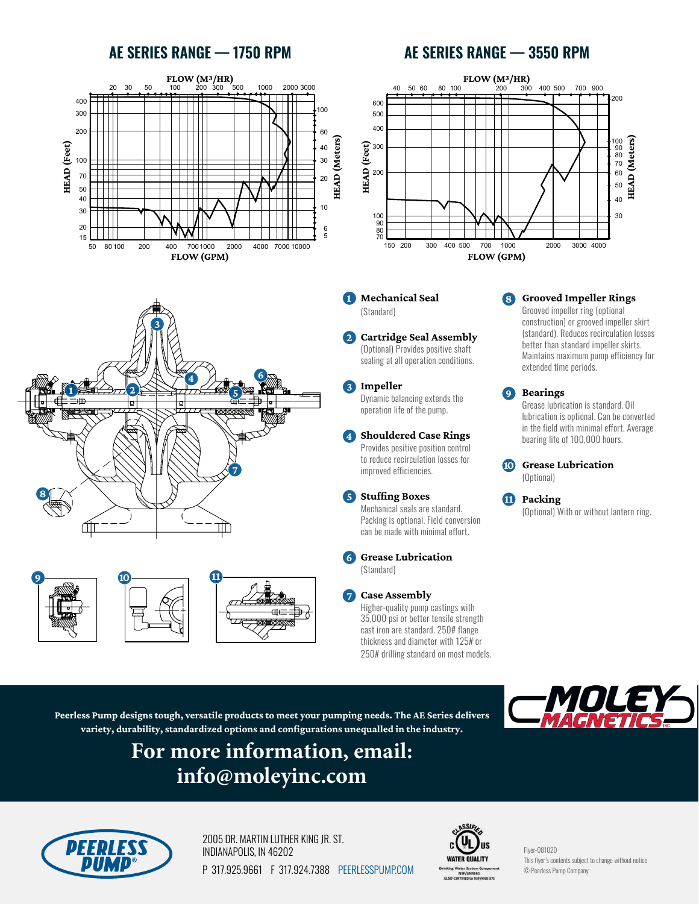## AE SERIES RANGE — 1750 RPM

FLOW (M³/HR)
20 30 50 100 200 300 500 1000 2000 3000
HEAD (Feet)
400 300 200 100 70 50 40 30 20 15
HEAD (Meters)
100 60 40 30 20 10 6 5
50 80 100 200 400 700 1000 2000 4000 7000 10000
FLOW (GPM)

## AE SERIES RANGE — 3550 RPM

FLOW (M³/HR)
40 50 60 80 100 200 300 400 500 700 900
HEAD (Feet)
600 500 400 300 200 100 90 80 70
HEAD (Meters)
200 100 90 80 70 60 50 40 30
150 200 300 400 500 700 1000 2000 3000 4000
FLOW (GPM)

**1 Mechanical Seal**
(Standard)

**2 Cartridge Seal Assembly**
(Optional) Provides positive shaft sealing at all operation conditions.

**3 Impeller**
Dynamic balancing extends the operation life of the pump.

**4 Shouldered Case Rings**
Provides positive position control to reduce recirculation losses for improved efficiencies.

**5 Stuffing Boxes**
Mechanical seals are standard. Packing is optional. Field conversion can be made with minimal effort.

**6 Grease Lubrication**
(Standard)

**7 Case Assembly**
Higher-quality pump castings with 35,000 psi or better tensile strength cast iron are standard. 250# flange thickness and diameter with 125# or 250# drilling standard on most models.

**8 Grooved Impeller Rings**
Grooved impeller ring (optional construction) or grooved impeller skirt (standard). Reduces recirculation losses better than standard impeller skirts. Maintains maximum pump efficiency for extended time periods.

**9 Bearings**
Grease lubrication is standard. Oil lubrication is optional. Can be converted in the field with minimal effort. Average bearing life of 100,000 hours.

**10 Grease Lubrication**
(Optional)

**11 Packing**
(Optional) With or without lantern ring.

**Peerless Pump designs tough, versatile products to meet your pumping needs. The AE Series delivers variety, durability, standardized options and configurations unequalled in the industry.**

## For more information, email: info@moleyinc.com

MOLEY MAGNETICS INC.

PEERLESS PUMP®

2005 DR. MARTIN LUTHER KING JR. ST.
INDIANAPOLIS, IN 46202
P 317.925.9661 F 317.924.7388 PEERLESSPUMP.COM

C UL US CLASSIFIED
WATER QUALITY
Drinking Water System Component NSF/ANSI 61
ALSO CERTIFIED to NSF/ANSI 372

Flyer-081020
This flyer's contents subject to change without notice
© Peerless Pump Company